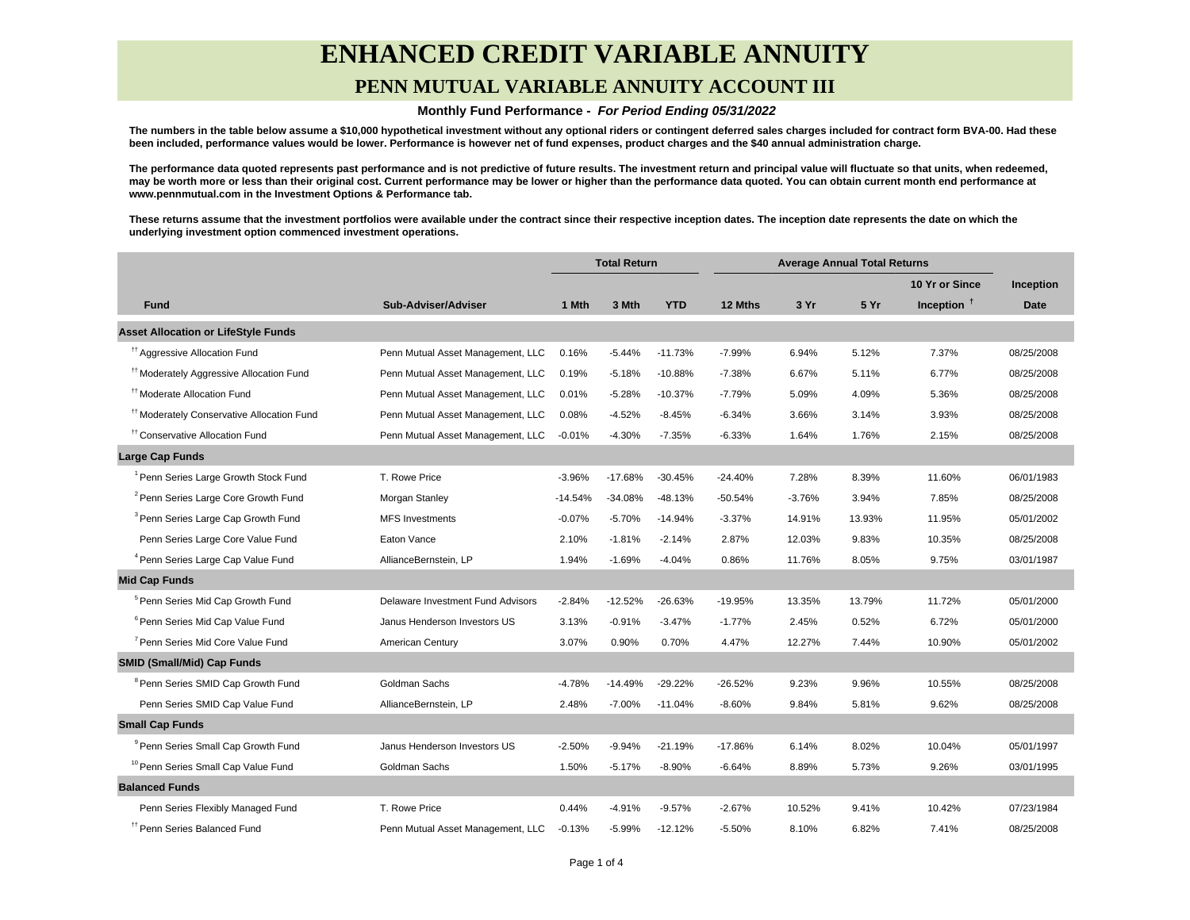# ENHANCED CREDIT VARIABLE ANNUITY

## PENN MUTUAL VARIABLE ANNUITY ACCOUNT III

**Monthly Fund Performance -** ***For Period Ending 05/31/2022***

**The numbers in the table below assume a $10,000 hypothetical investment without any optional riders or contingent deferred sales charges included for contract form BVA-00. Had these been included, performance values would be lower. Performance is however net of fund expenses, product charges and the $40 annual administration charge.**

**The performance data quoted represents past performance and is not predictive of future results. The investment return and principal value will fluctuate so that units, when redeemed, may be worth more or less than their original cost. Current performance may be lower or higher than the performance data quoted. You can obtain current month end performance at www.pennmutual.com in the Investment Options & Performance tab.**

**These returns assume that the investment portfolios were available under the contract since their respective inception dates. The inception date represents the date on which the underlying investment option commenced investment operations.**

| | | Total Return | | | Average Annual Total Returns | | | | |
|---|---|---|---|---|---|---|---|---|---|
| **Fund** | **Sub-Adviser/Adviser** | **1 Mth** | **3 Mth** | **YTD** | **12 Mths** | **3 Yr** | **5 Yr** | **10 Yr or Since Inception** [†] | **Inception Date** |
| **Asset Allocation or LifeStyle Funds** | | | | | | | | | |
| [††] Aggressive Allocation Fund | Penn Mutual Asset Management, LLC | 0.16% | -5.44% | -11.73% | -7.99% | 6.94% | 5.12% | 7.37% | 08/25/2008 |
| [††] Moderately Aggressive Allocation Fund | Penn Mutual Asset Management, LLC | 0.19% | -5.18% | -10.88% | -7.38% | 6.67% | 5.11% | 6.77% | 08/25/2008 |
| [††] Moderate Allocation Fund | Penn Mutual Asset Management, LLC | 0.01% | -5.28% | -10.37% | -7.79% | 5.09% | 4.09% | 5.36% | 08/25/2008 |
| [††] Moderately Conservative Allocation Fund | Penn Mutual Asset Management, LLC | 0.08% | -4.52% | -8.45% | -6.34% | 3.66% | 3.14% | 3.93% | 08/25/2008 |
| [††] Conservative Allocation Fund | Penn Mutual Asset Management, LLC | -0.01% | -4.30% | -7.35% | -6.33% | 1.64% | 1.76% | 2.15% | 08/25/2008 |
| **Large Cap Funds** | | | | | | | | | |
| [1] Penn Series Large Growth Stock Fund | T. Rowe Price | -3.96% | -17.68% | -30.45% | -24.40% | 7.28% | 8.39% | 11.60% | 06/01/1983 |
| [2] Penn Series Large Core Growth Fund | Morgan Stanley | -14.54% | -34.08% | -48.13% | -50.54% | -3.76% | 3.94% | 7.85% | 08/25/2008 |
| [3] Penn Series Large Cap Growth Fund | MFS Investments | -0.07% | -5.70% | -14.94% | -3.37% | 14.91% | 13.93% | 11.95% | 05/01/2002 |
| Penn Series Large Core Value Fund | Eaton Vance | 2.10% | -1.81% | -2.14% | 2.87% | 12.03% | 9.83% | 10.35% | 08/25/2008 |
| [4] Penn Series Large Cap Value Fund | AllianceBernstein, LP | 1.94% | -1.69% | -4.04% | 0.86% | 11.76% | 8.05% | 9.75% | 03/01/1987 |
| **Mid Cap Funds** | | | | | | | | | |
| [5] Penn Series Mid Cap Growth Fund | Delaware Investment Fund Advisors | -2.84% | -12.52% | -26.63% | -19.95% | 13.35% | 13.79% | 11.72% | 05/01/2000 |
| [6] Penn Series Mid Cap Value Fund | Janus Henderson Investors US | 3.13% | -0.91% | -3.47% | -1.77% | 2.45% | 0.52% | 6.72% | 05/01/2000 |
| [7] Penn Series Mid Core Value Fund | American Century | 3.07% | 0.90% | 0.70% | 4.47% | 12.27% | 7.44% | 10.90% | 05/01/2002 |
| **SMID (Small/Mid) Cap Funds** | | | | | | | | | |
| [8] Penn Series SMID Cap Growth Fund | Goldman Sachs | -4.78% | -14.49% | -29.22% | -26.52% | 9.23% | 9.96% | 10.55% | 08/25/2008 |
| Penn Series SMID Cap Value Fund | AllianceBernstein, LP | 2.48% | -7.00% | -11.04% | -8.60% | 9.84% | 5.81% | 9.62% | 08/25/2008 |
| **Small Cap Funds** | | | | | | | | | |
| [9] Penn Series Small Cap Growth Fund | Janus Henderson Investors US | -2.50% | -9.94% | -21.19% | -17.86% | 6.14% | 8.02% | 10.04% | 05/01/1997 |
| [10] Penn Series Small Cap Value Fund | Goldman Sachs | 1.50% | -5.17% | -8.90% | -6.64% | 8.89% | 5.73% | 9.26% | 03/01/1995 |
| **Balanced Funds** | | | | | | | | | |
| Penn Series Flexibly Managed Fund | T. Rowe Price | 0.44% | -4.91% | -9.57% | -2.67% | 10.52% | 9.41% | 10.42% | 07/23/1984 |
| [††] Penn Series Balanced Fund | Penn Mutual Asset Management, LLC | -0.13% | -5.99% | -12.12% | -5.50% | 8.10% | 6.82% | 7.41% | 08/25/2008 |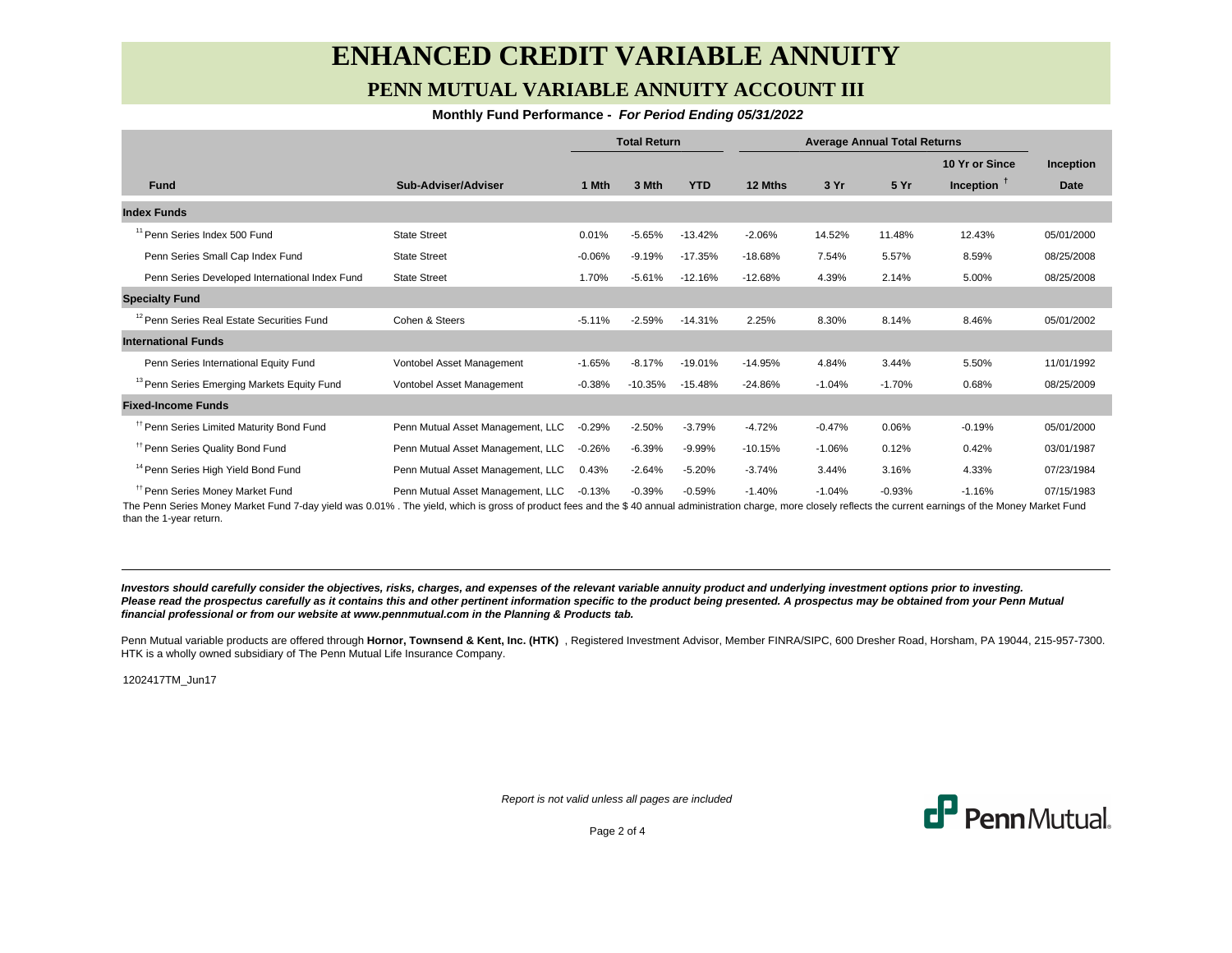# ENHANCED CREDIT VARIABLE ANNUITY

## PENN MUTUAL VARIABLE ANNUITY ACCOUNT III

**Monthly Fund Performance -** ***For Period Ending 05/31/2022***

| | | Total Return | | | Average Annual Total Returns | | | | |
|---|---|---|---|---|---|---|---|---|---|
| **Fund** | **Sub-Adviser/Adviser** | **1 Mth** | **3 Mth** | **YTD** | **12 Mths** | **3 Yr** | **5 Yr** | **10 Yr or Since Inception** † | **Inception Date** |
| **Index Funds** | | | | | | | | | |
| [11] Penn Series Index 500 Fund | State Street | 0.01% | -5.65% | -13.42% | -2.06% | 14.52% | 11.48% | 12.43% | 05/01/2000 |
| Penn Series Small Cap Index Fund | State Street | -0.06% | -9.19% | -17.35% | -18.68% | 7.54% | 5.57% | 8.59% | 08/25/2008 |
| Penn Series Developed International Index Fund | State Street | 1.70% | -5.61% | -12.16% | -12.68% | 4.39% | 2.14% | 5.00% | 08/25/2008 |
| **Specialty Fund** | | | | | | | | | |
| [12] Penn Series Real Estate Securities Fund | Cohen & Steers | -5.11% | -2.59% | -14.31% | 2.25% | 8.30% | 8.14% | 8.46% | 05/01/2002 |
| **International Funds** | | | | | | | | | |
| Penn Series International Equity Fund | Vontobel Asset Management | -1.65% | -8.17% | -19.01% | -14.95% | 4.84% | 3.44% | 5.50% | 11/01/1992 |
| [13] Penn Series Emerging Markets Equity Fund | Vontobel Asset Management | -0.38% | -10.35% | -15.48% | -24.86% | -1.04% | -1.70% | 0.68% | 08/25/2009 |
| **Fixed-Income Funds** | | | | | | | | | |
| †† Penn Series Limited Maturity Bond Fund | Penn Mutual Asset Management, LLC | -0.29% | -2.50% | -3.79% | -4.72% | -0.47% | 0.06% | -0.19% | 05/01/2000 |
| †† Penn Series Quality Bond Fund | Penn Mutual Asset Management, LLC | -0.26% | -6.39% | -9.99% | -10.15% | -1.06% | 0.12% | 0.42% | 03/01/1987 |
| [14] Penn Series High Yield Bond Fund | Penn Mutual Asset Management, LLC | 0.43% | -2.64% | -5.20% | -3.74% | 3.44% | 3.16% | 4.33% | 07/23/1984 |
| †† Penn Series Money Market Fund | Penn Mutual Asset Management, LLC | -0.13% | -0.39% | -0.59% | -1.40% | -1.04% | -0.93% | -1.16% | 07/15/1983 |

The Penn Series Money Market Fund 7-day yield was 0.01% . The yield, which is gross of product fees and the $ 40 annual administration charge, more closely reflects the current earnings of the Money Market Fund than the 1-year return.

---

***Investors should carefully consider the objectives, risks, charges, and expenses of the relevant variable annuity product and underlying investment options prior to investing. Please read the prospectus carefully as it contains this and other pertinent information specific to the product being presented. A prospectus may be obtained from your Penn Mutual financial professional or from our website at www.pennmutual.com in the Planning & Products tab.***

Penn Mutual variable products are offered through **Hornor, Townsend & Kent, Inc. (HTK)** , Registered Investment Advisor, Member FINRA/SIPC, 600 Dresher Road, Horsham, PA 19044, 215-957-7300. HTK is a wholly owned subsidiary of The Penn Mutual Life Insurance Company.

1202417TM_Jun17

*Report is not valid unless all pages are included*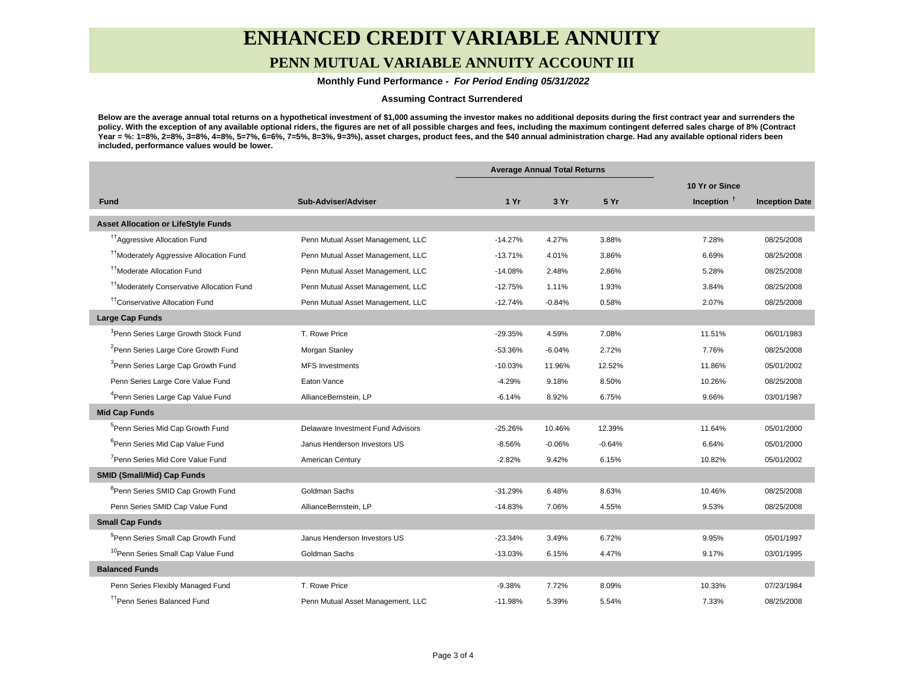# ENHANCED CREDIT VARIABLE ANNUITY

## PENN MUTUAL VARIABLE ANNUITY ACCOUNT III

**Monthly Fund Performance -** ***For Period Ending 05/31/2022***

**Assuming Contract Surrendered**

**Below are the average annual total returns on a hypothetical investment of $1,000 assuming the investor makes no additional deposits during the first contract year and surrenders the policy. With the exception of any available optional riders, the figures are net of all possible charges and fees, including the maximum contingent deferred sales charge of 8% (Contract Year = %: 1=8%, 2=8%, 3=8%, 4=8%, 5=7%, 6=6%, 7=5%, 8=3%, 9=3%), asset charges, product fees, and the $40 annual administration charge. Had any available optional riders been included, performance values would be lower.**

| Fund | Sub-Adviser/Adviser | Average Annual Total Returns | | | | |
|---|---|---|---|---|---|---|
| | | 1 Yr | 3 Yr | 5 Yr | 10 Yr or Since Inception † | Inception Date |
| **Asset Allocation or LifeStyle Funds** | | | | | | |
| [††]Aggressive Allocation Fund | Penn Mutual Asset Management, LLC | -14.27% | 4.27% | 3.88% | 7.28% | 08/25/2008 |
| [††]Moderately Aggressive Allocation Fund | Penn Mutual Asset Management, LLC | -13.71% | 4.01% | 3.86% | 6.69% | 08/25/2008 |
| [††]Moderate Allocation Fund | Penn Mutual Asset Management, LLC | -14.08% | 2.48% | 2.86% | 5.28% | 08/25/2008 |
| [††]Moderately Conservative Allocation Fund | Penn Mutual Asset Management, LLC | -12.75% | 1.11% | 1.93% | 3.84% | 08/25/2008 |
| [††]Conservative Allocation Fund | Penn Mutual Asset Management, LLC | -12.74% | -0.84% | 0.58% | 2.07% | 08/25/2008 |
| **Large Cap Funds** | | | | | | |
| [1]Penn Series Large Growth Stock Fund | T. Rowe Price | -29.35% | 4.59% | 7.08% | 11.51% | 06/01/1983 |
| [2]Penn Series Large Core Growth Fund | Morgan Stanley | -53.36% | -6.04% | 2.72% | 7.76% | 08/25/2008 |
| [3]Penn Series Large Cap Growth Fund | MFS Investments | -10.03% | 11.96% | 12.52% | 11.86% | 05/01/2002 |
| Penn Series Large Core Value Fund | Eaton Vance | -4.29% | 9.18% | 8.50% | 10.26% | 08/25/2008 |
| [4]Penn Series Large Cap Value Fund | AllianceBernstein, LP | -6.14% | 8.92% | 6.75% | 9.66% | 03/01/1987 |
| **Mid Cap Funds** | | | | | | |
| [5]Penn Series Mid Cap Growth Fund | Delaware Investment Fund Advisors | -25.26% | 10.46% | 12.39% | 11.64% | 05/01/2000 |
| [6]Penn Series Mid Cap Value Fund | Janus Henderson Investors US | -8.56% | -0.06% | -0.64% | 6.64% | 05/01/2000 |
| [7]Penn Series Mid Core Value Fund | American Century | -2.82% | 9.42% | 6.15% | 10.82% | 05/01/2002 |
| **SMID (Small/Mid) Cap Funds** | | | | | | |
| [8]Penn Series SMID Cap Growth Fund | Goldman Sachs | -31.29% | 6.48% | 8.63% | 10.46% | 08/25/2008 |
| Penn Series SMID Cap Value Fund | AllianceBernstein, LP | -14.83% | 7.06% | 4.55% | 9.53% | 08/25/2008 |
| **Small Cap Funds** | | | | | | |
| [9]Penn Series Small Cap Growth Fund | Janus Henderson Investors US | -23.34% | 3.49% | 6.72% | 9.95% | 05/01/1997 |
| [10]Penn Series Small Cap Value Fund | Goldman Sachs | -13.03% | 6.15% | 4.47% | 9.17% | 03/01/1995 |
| **Balanced Funds** | | | | | | |
| Penn Series Flexibly Managed Fund | T. Rowe Price | -9.38% | 7.72% | 8.09% | 10.33% | 07/23/1984 |
| [††]Penn Series Balanced Fund | Penn Mutual Asset Management, LLC | -11.98% | 5.39% | 5.54% | 7.33% | 08/25/2008 |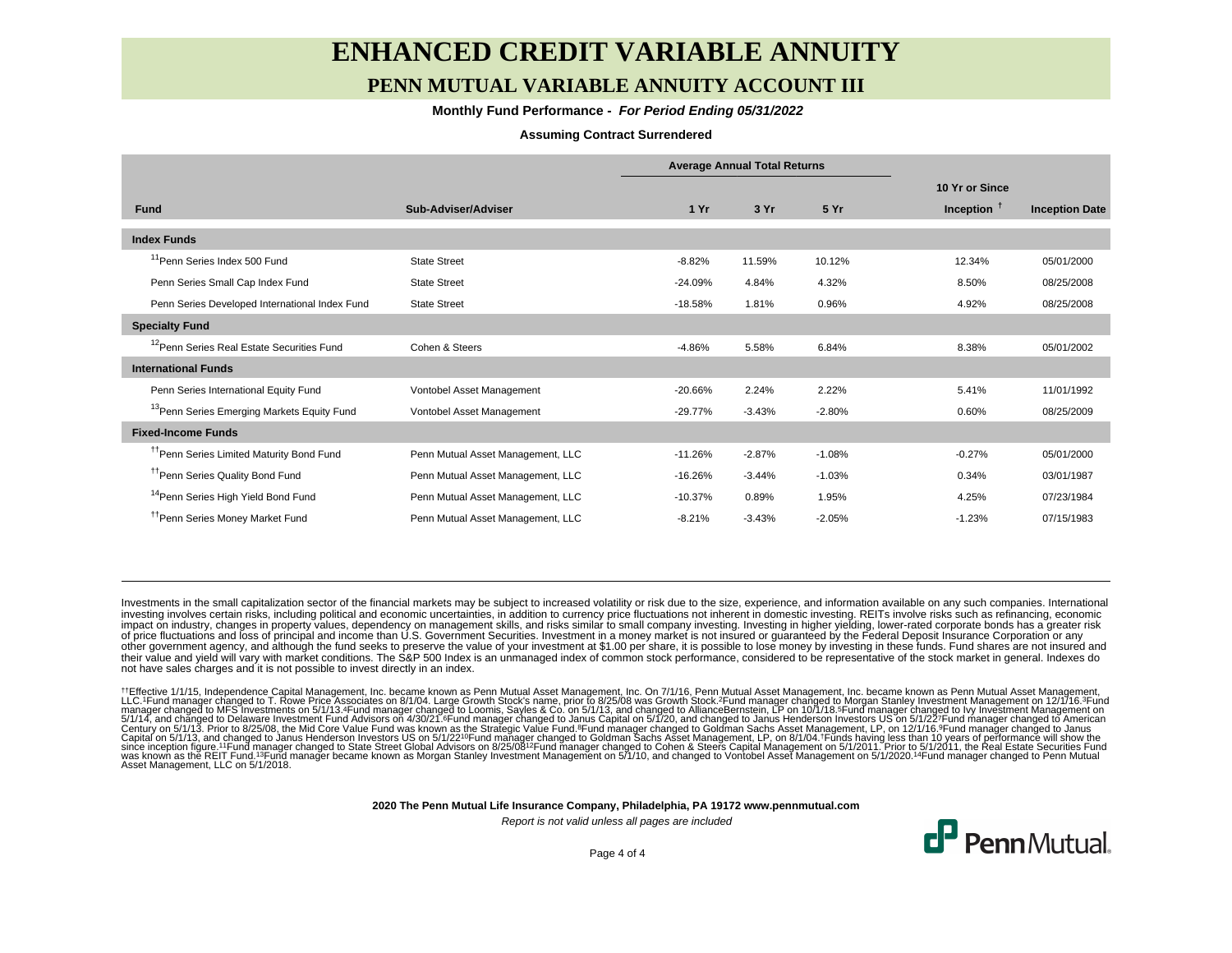# ENHANCED CREDIT VARIABLE ANNUITY

## PENN MUTUAL VARIABLE ANNUITY ACCOUNT III

**Monthly Fund Performance - *For Period Ending 05/31/2022***

**Assuming Contract Surrendered**

| | | Average Annual Total Returns | | | | |
|---|---|---|---|---|---|---|
| **Fund** | **Sub-Adviser/Adviser** | **1 Yr** | **3 Yr** | **5 Yr** | **10 Yr or Since Inception †** | **Inception Date** |
| **Index Funds** | | | | | | |
| [11]Penn Series Index 500 Fund | State Street | -8.82% | 11.59% | 10.12% | 12.34% | 05/01/2000 |
| Penn Series Small Cap Index Fund | State Street | -24.09% | 4.84% | 4.32% | 8.50% | 08/25/2008 |
| Penn Series Developed International Index Fund | State Street | -18.58% | 1.81% | 0.96% | 4.92% | 08/25/2008 |
| **Specialty Fund** | | | | | | |
| [12]Penn Series Real Estate Securities Fund | Cohen & Steers | -4.86% | 5.58% | 6.84% | 8.38% | 05/01/2002 |
| **International Funds** | | | | | | |
| Penn Series International Equity Fund | Vontobel Asset Management | -20.66% | 2.24% | 2.22% | 5.41% | 11/01/1992 |
| [13]Penn Series Emerging Markets Equity Fund | Vontobel Asset Management | -29.77% | -3.43% | -2.80% | 0.60% | 08/25/2009 |
| **Fixed-Income Funds** | | | | | | |
| [††]Penn Series Limited Maturity Bond Fund | Penn Mutual Asset Management, LLC | -11.26% | -2.87% | -1.08% | -0.27% | 05/01/2000 |
| [††]Penn Series Quality Bond Fund | Penn Mutual Asset Management, LLC | -16.26% | -3.44% | -1.03% | 0.34% | 03/01/1987 |
| [14]Penn Series High Yield Bond Fund | Penn Mutual Asset Management, LLC | -10.37% | 0.89% | 1.95% | 4.25% | 07/23/1984 |
| [††]Penn Series Money Market Fund | Penn Mutual Asset Management, LLC | -8.21% | -3.43% | -2.05% | -1.23% | 07/15/1983 |

Investments in the small capitalization sector of the financial markets may be subject to increased volatility or risk due to the size, experience, and information available on any such companies. International investing involves certain risks, including political and economic uncertainties, in addition to currency price fluctuations not inherent in domestic investing. REITs involve risks such as refinancing, economic impact on industry, changes in property values, dependency on management skills, and risks similar to small company investing. Investing in higher yielding, lower-rated corporate bonds has a greater risk of price fluctuations and loss of principal and income than U.S. Government Securities. Investment in a money market is not insured or guaranteed by the Federal Deposit Insurance Corporation or any other government agency, and although the fund seeks to preserve the value of your investment at $1.00 per share, it is possible to lose money by investing in these funds. Fund shares are not insured and their value and yield will vary with market conditions. The S&P 500 Index is an unmanaged index of common stock performance, considered to be representative of the stock market in general. Indexes do not have sales charges and it is not possible to invest directly in an index.

[††]Effective 1/1/15, Independence Capital Management, Inc. became known as Penn Mutual Asset Management, Inc. On 7/1/16, Penn Mutual Asset Management, Inc. became known as Penn Mutual Asset Management, LLC.[1]Fund manager changed to T. Rowe Price Associates on 8/1/04. Large Growth Stock's name, prior to 8/25/08 was Growth Stock.[2]Fund manager changed to Morgan Stanley Investment Management on 12/1/16.[3]Fund manager changed to MFS Investments on 5/1/13.[4]Fund manager changed to Loomis, Sayles & Co. on 5/1/13, and changed to AllianceBernstein, LP on 10/1/18.[5]Fund manager changed to Ivy Investment Management on 5/1/14, and changed to Delaware Investment Fund Advisors on 4/30/21.[6]Fund manager changed to Janus Capital on 5/1/20, and changed to Janus Henderson Investors US on 5/1/22[7]Fund manager changed to American Century on 5/1/13. Prior to 8/25/08, the Mid Core Value Fund was known as the Strategic Value Fund.[8]Fund manager changed to Goldman Sachs Asset Management, LP, on 12/1/16.[9]Fund manager changed to Janus Capital on 5/1/13, and changed to Janus Henderson Investors US on 5/1/22[10]Fund manager changed to Goldman Sachs Asset Management, LP, on 8/1/04.[†]Funds having less than 10 years of performance will show the since inception figure.[11]Fund manager changed to State Street Global Advisors on 8/25/08[12]Fund manager changed to Cohen & Steers Capital Management on 5/1/2011. Prior to 5/1/2011, the Real Estate Securities Fund was known as the REIT Fund.[13]Fund manager became known as Morgan Stanley Investment Management on 5/1/10, and changed to Vontobel Asset Management on 5/1/2020.[14]Fund manager changed to Penn Mutual Asset Management, LLC on 5/1/2018.

**2020 The Penn Mutual Life Insurance Company, Philadelphia, PA 19172 www.pennmutual.com**

*Report is not valid unless all pages are included*

PennMutual